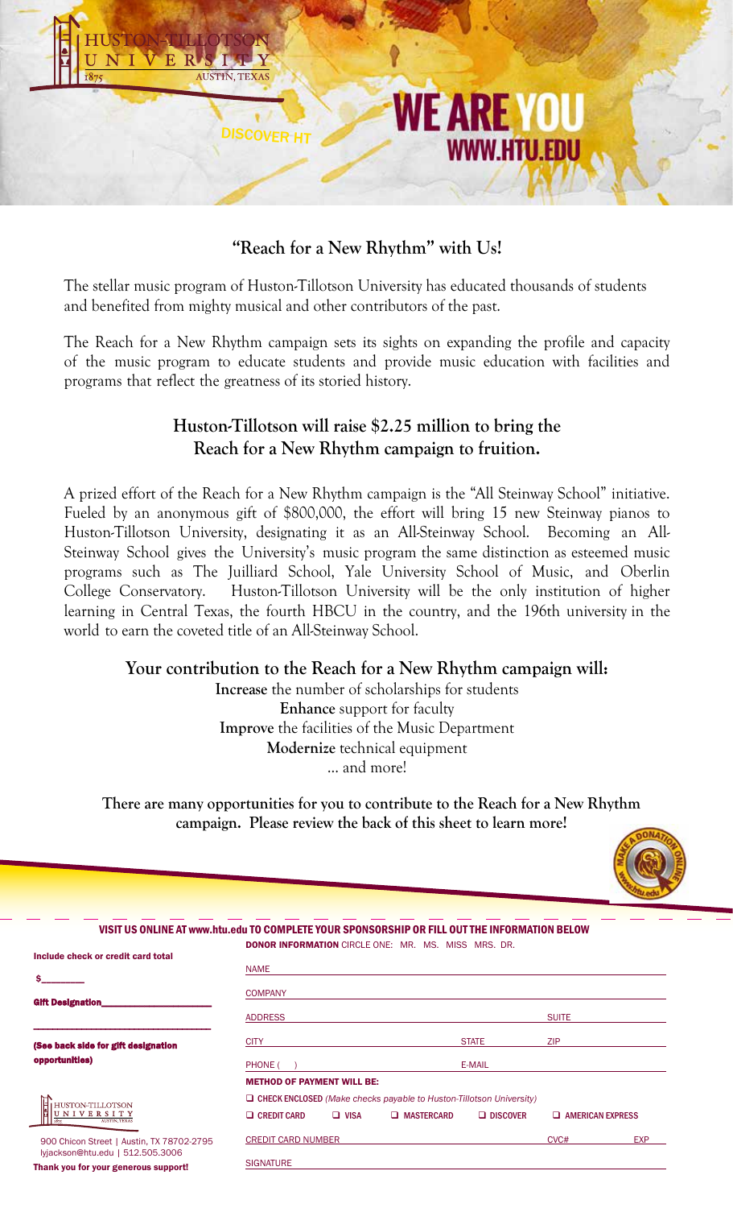HUSTON-TILLOTSON UNIVERSITY
1875 AUSTIN, TEXAS

DISCOVER HT

# WE ARE YOU
WWW.HTU.EDU

## "Reach for a New Rhythm" with Us!

The stellar music program of Huston-Tillotson University has educated thousands of students and benefited from mighty musical and other contributors of the past.

The Reach for a New Rhythm campaign sets its sights on expanding the profile and capacity of the music program to educate students and provide music education with facilities and programs that reflect the greatness of its storied history.

## Huston-Tillotson will raise $2.25 million to bring the Reach for a New Rhythm campaign to fruition.

A prized effort of the Reach for a New Rhythm campaign is the "All Steinway School" initiative. Fueled by an anonymous gift of $800,000, the effort will bring 15 new Steinway pianos to Huston-Tillotson University, designating it as an All-Steinway School. Becoming an All-Steinway School gives the University's music program the same distinction as esteemed music programs such as The Juilliard School, Yale University School of Music, and Oberlin College Conservatory. Huston-Tillotson University will be the only institution of higher learning in Central Texas, the fourth HBCU in the country, and the 196th university in the world to earn the coveted title of an All-Steinway School.

**Your contribution to the Reach for a New Rhythm campaign will:**

**Increase** the number of scholarships for students
**Enhance** support for faculty
**Improve** the facilities of the Music Department
**Modernize** technical equipment
... and more!

**There are many opportunities for you to contribute to the Reach for a New Rhythm campaign. Please review the back of this sheet to learn more!**

MAKE A DONATION ONLINE www.htu.edu

---

**VISIT US ONLINE AT www.htu.edu TO COMPLETE YOUR SPONSORSHIP OR FILL OUT THE INFORMATION BELOW**

**Include check or credit card total**

$________

**Gift Designation**____________________

__________________________________

**(See back side for gift designation opportunities)**

HUSTON-TILLOTSON UNIVERSITY 1875 AUSTIN, TEXAS

900 Chicon Street | Austin, TX 78702-2795
lyjackson@htu.edu | 512.505.3006

**Thank you for your generous support!**

**DONOR INFORMATION** CIRCLE ONE: MR. MS. MISS MRS. DR.

NAME ____________________

COMPANY ____________________

ADDRESS ____________________ SUITE ________

CITY ____________________ STATE ________ ZIP ________

PHONE ( ) ____________________ E-MAIL ____________________

**METHOD OF PAYMENT WILL BE:**

❑ **CHECK ENCLOSED** *(Make checks payable to Huston-Tillotson University)*

❑ **CREDIT CARD** ❑ **VISA** ❑ **MASTERCARD** ❑ **DISCOVER** ❑ **AMERICAN EXPRESS**

CREDIT CARD NUMBER ____________________ CVC# ________ EXP ________

SIGNATURE ____________________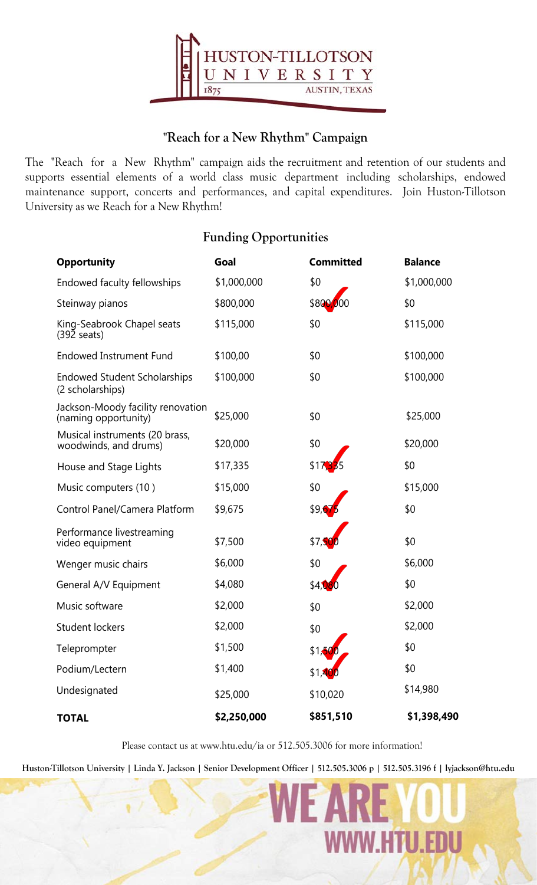HUSTON-TILLOTSON UNIVERSITY

1875 AUSTIN, TEXAS

## "Reach for a New Rhythm" Campaign

The "Reach for a New Rhythm" campaign aids the recruitment and retention of our students and supports essential elements of a world class music department including scholarships, endowed maintenance support, concerts and performances, and capital expenditures. Join Huston-Tillotson University as we Reach for a New Rhythm!

### Funding Opportunities

| **Opportunity** | **Goal** | **Committed** | **Balance** |
|---|---|---|---|
| Endowed faculty fellowships | $1,000,000 | $0 | $1,000,000 |
| Steinway pianos | $800,000 | $800,000 | $0 |
| King-Seabrook Chapel seats (392 seats) | $115,000 | $0 | $115,000 |
| Endowed Instrument Fund | $100,00 | $0 | $100,000 |
| Endowed Student Scholarships (2 scholarships) | $100,000 | $0 | $100,000 |
| Jackson-Moody facility renovation (naming opportunity) | $25,000 | $0 | $25,000 |
| Musical instruments (20 brass, woodwinds, and drums) | $20,000 | $0 | $20,000 |
| House and Stage Lights | $17,335 | $17,335 | $0 |
| Music computers (10 ) | $15,000 | $0 | $15,000 |
| Control Panel/Camera Platform | $9,675 | $9,675 | $0 |
| Performance livestreaming video equipment | $7,500 | $7,500 | $0 |
| Wenger music chairs | $6,000 | $0 | $6,000 |
| General A/V Equipment | $4,080 | $4,080 | $0 |
| Music software | $2,000 | $0 | $2,000 |
| Student lockers | $2,000 | $0 | $2,000 |
| Teleprompter | $1,500 | $1,500 | $0 |
| Podium/Lectern | $1,400 | $1,400 | $0 |
| Undesignated | $25,000 | $10,020 | $14,980 |
| **TOTAL** | **$2,250,000** | **$851,510** | **$1,398,490** |

Please contact us at www.htu.edu/ia or 512.505.3006 for more information!

**Huston-Tillotson University | Linda Y. Jackson | Senior Development Officer | 512.505.3006 p | 512.505.3196 f | lyjackson@htu.edu**

WE ARE YOU
WWW.HTU.EDU